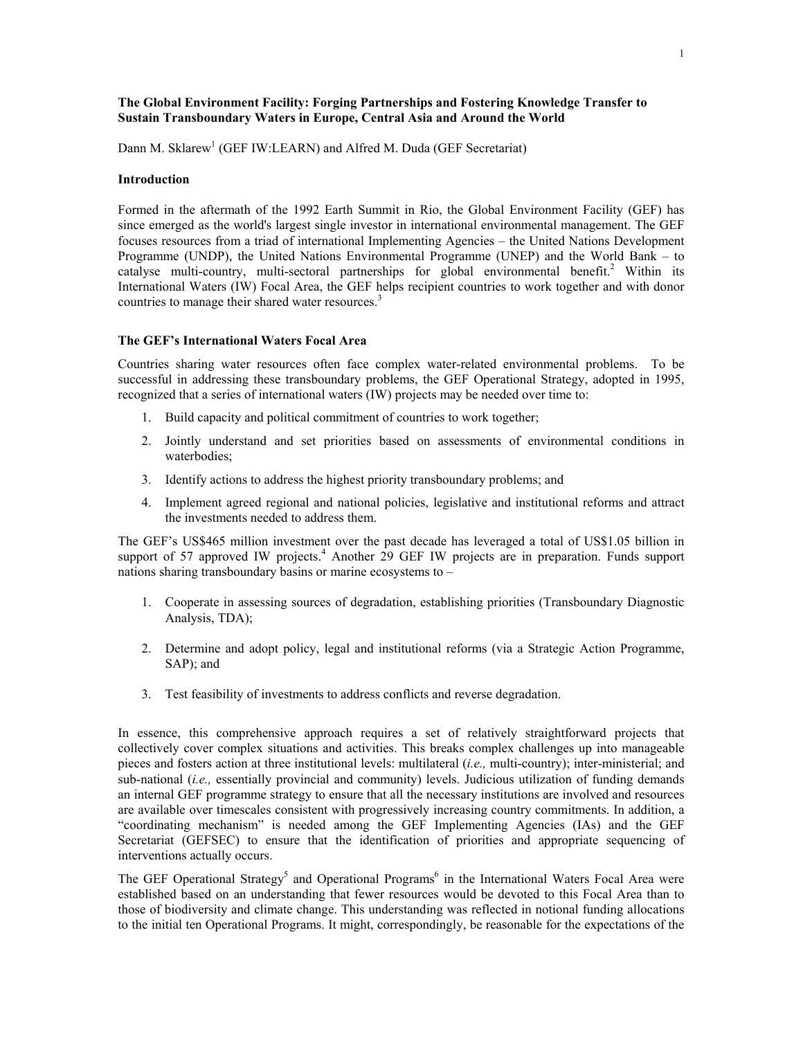**The Global Environment Facility: Forging Partnerships and Fostering Knowledge Transfer to Sustain Transboundary Waters in Europe, Central Asia and Around the World**

Dann M. Sklarew[1] (GEF IW:LEARN) and Alfred M. Duda (GEF Secretariat)

## Introduction

Formed in the aftermath of the 1992 Earth Summit in Rio, the Global Environment Facility (GEF) has since emerged as the world's largest single investor in international environmental management. The GEF focuses resources from a triad of international Implementing Agencies – the United Nations Development Programme (UNDP), the United Nations Environmental Programme (UNEP) and the World Bank – to catalyse multi-country, multi-sectoral partnerships for global environmental benefit.[2] Within its International Waters (IW) Focal Area, the GEF helps recipient countries to work together and with donor countries to manage their shared water resources.[3]

## The GEF's International Waters Focal Area

Countries sharing water resources often face complex water-related environmental problems. To be successful in addressing these transboundary problems, the GEF Operational Strategy, adopted in 1995, recognized that a series of international waters (IW) projects may be needed over time to:

1. Build capacity and political commitment of countries to work together;
2. Jointly understand and set priorities based on assessments of environmental conditions in waterbodies;
3. Identify actions to address the highest priority transboundary problems; and
4. Implement agreed regional and national policies, legislative and institutional reforms and attract the investments needed to address them.

The GEF's US$465 million investment over the past decade has leveraged a total of US$1.05 billion in support of 57 approved IW projects.[4] Another 29 GEF IW projects are in preparation. Funds support nations sharing transboundary basins or marine ecosystems to –

1. Cooperate in assessing sources of degradation, establishing priorities (Transboundary Diagnostic Analysis, TDA);
2. Determine and adopt policy, legal and institutional reforms (via a Strategic Action Programme, SAP); and
3. Test feasibility of investments to address conflicts and reverse degradation.

In essence, this comprehensive approach requires a set of relatively straightforward projects that collectively cover complex situations and activities. This breaks complex challenges up into manageable pieces and fosters action at three institutional levels: multilateral (*i.e.,* multi-country); inter-ministerial; and sub-national (*i.e.,* essentially provincial and community) levels. Judicious utilization of funding demands an internal GEF programme strategy to ensure that all the necessary institutions are involved and resources are available over timescales consistent with progressively increasing country commitments. In addition, a "coordinating mechanism" is needed among the GEF Implementing Agencies (IAs) and the GEF Secretariat (GEFSEC) to ensure that the identification of priorities and appropriate sequencing of interventions actually occurs.

The GEF Operational Strategy[5] and Operational Programs[6] in the International Waters Focal Area were established based on an understanding that fewer resources would be devoted to this Focal Area than to those of biodiversity and climate change. This understanding was reflected in notional funding allocations to the initial ten Operational Programs. It might, correspondingly, be reasonable for the expectations of the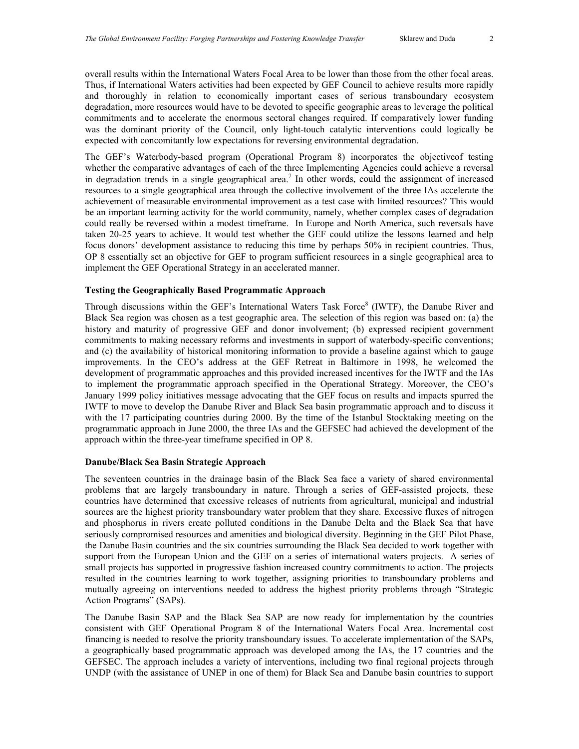overall results within the International Waters Focal Area to be lower than those from the other focal areas. Thus, if International Waters activities had been expected by GEF Council to achieve results more rapidly and thoroughly in relation to economically important cases of serious transboundary ecosystem degradation, more resources would have to be devoted to specific geographic areas to leverage the political commitments and to accelerate the enormous sectoral changes required. If comparatively lower funding was the dominant priority of the Council, only light-touch catalytic interventions could logically be expected with concomitantly low expectations for reversing environmental degradation.

The GEF's Waterbody-based program (Operational Program 8) incorporates the objectiveof testing whether the comparative advantages of each of the three Implementing Agencies could achieve a reversal in degradation trends in a single geographical area.[7] In other words, could the assignment of increased resources to a single geographical area through the collective involvement of the three IAs accelerate the achievement of measurable environmental improvement as a test case with limited resources? This would be an important learning activity for the world community, namely, whether complex cases of degradation could really be reversed within a modest timeframe. In Europe and North America, such reversals have taken 20-25 years to achieve. It would test whether the GEF could utilize the lessons learned and help focus donors' development assistance to reducing this time by perhaps 50% in recipient countries. Thus, OP 8 essentially set an objective for GEF to program sufficient resources in a single geographical area to implement the GEF Operational Strategy in an accelerated manner.

### Testing the Geographically Based Programmatic Approach

Through discussions within the GEF's International Waters Task Force[8] (IWTF), the Danube River and Black Sea region was chosen as a test geographic area. The selection of this region was based on: (a) the history and maturity of progressive GEF and donor involvement; (b) expressed recipient government commitments to making necessary reforms and investments in support of waterbody-specific conventions; and (c) the availability of historical monitoring information to provide a baseline against which to gauge improvements. In the CEO's address at the GEF Retreat in Baltimore in 1998, he welcomed the development of programmatic approaches and this provided increased incentives for the IWTF and the IAs to implement the programmatic approach specified in the Operational Strategy. Moreover, the CEO's January 1999 policy initiatives message advocating that the GEF focus on results and impacts spurred the IWTF to move to develop the Danube River and Black Sea basin programmatic approach and to discuss it with the 17 participating countries during 2000. By the time of the Istanbul Stocktaking meeting on the programmatic approach in June 2000, the three IAs and the GEFSEC had achieved the development of the approach within the three-year timeframe specified in OP 8.

### Danube/Black Sea Basin Strategic Approach

The seventeen countries in the drainage basin of the Black Sea face a variety of shared environmental problems that are largely transboundary in nature. Through a series of GEF-assisted projects, these countries have determined that excessive releases of nutrients from agricultural, municipal and industrial sources are the highest priority transboundary water problem that they share. Excessive fluxes of nitrogen and phosphorus in rivers create polluted conditions in the Danube Delta and the Black Sea that have seriously compromised resources and amenities and biological diversity. Beginning in the GEF Pilot Phase, the Danube Basin countries and the six countries surrounding the Black Sea decided to work together with support from the European Union and the GEF on a series of international waters projects. A series of small projects has supported in progressive fashion increased country commitments to action. The projects resulted in the countries learning to work together, assigning priorities to transboundary problems and mutually agreeing on interventions needed to address the highest priority problems through "Strategic Action Programs" (SAPs).

The Danube Basin SAP and the Black Sea SAP are now ready for implementation by the countries consistent with GEF Operational Program 8 of the International Waters Focal Area. Incremental cost financing is needed to resolve the priority transboundary issues. To accelerate implementation of the SAPs, a geographically based programmatic approach was developed among the IAs, the 17 countries and the GEFSEC. The approach includes a variety of interventions, including two final regional projects through UNDP (with the assistance of UNEP in one of them) for Black Sea and Danube basin countries to support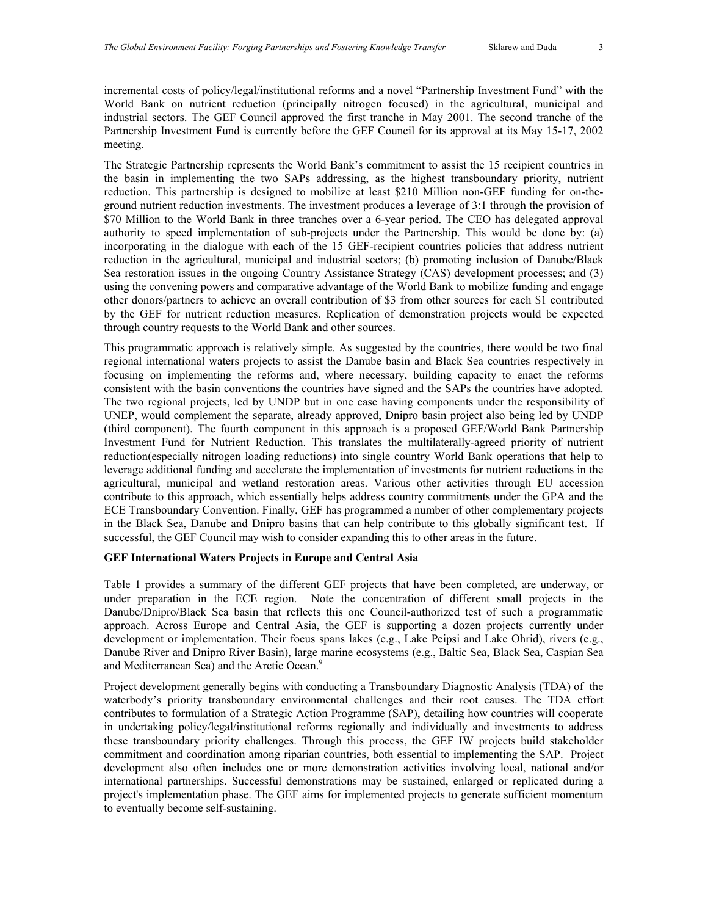incremental costs of policy/legal/institutional reforms and a novel "Partnership Investment Fund" with the World Bank on nutrient reduction (principally nitrogen focused) in the agricultural, municipal and industrial sectors. The GEF Council approved the first tranche in May 2001. The second tranche of the Partnership Investment Fund is currently before the GEF Council for its approval at its May 15-17, 2002 meeting.

The Strategic Partnership represents the World Bank's commitment to assist the 15 recipient countries in the basin in implementing the two SAPs addressing, as the highest transboundary priority, nutrient reduction. This partnership is designed to mobilize at least $210 Million non-GEF funding for on-the-ground nutrient reduction investments. The investment produces a leverage of 3:1 through the provision of $70 Million to the World Bank in three tranches over a 6-year period. The CEO has delegated approval authority to speed implementation of sub-projects under the Partnership. This would be done by: (a) incorporating in the dialogue with each of the 15 GEF-recipient countries policies that address nutrient reduction in the agricultural, municipal and industrial sectors; (b) promoting inclusion of Danube/Black Sea restoration issues in the ongoing Country Assistance Strategy (CAS) development processes; and (3) using the convening powers and comparative advantage of the World Bank to mobilize funding and engage other donors/partners to achieve an overall contribution of $3 from other sources for each $1 contributed by the GEF for nutrient reduction measures. Replication of demonstration projects would be expected through country requests to the World Bank and other sources.

This programmatic approach is relatively simple. As suggested by the countries, there would be two final regional international waters projects to assist the Danube basin and Black Sea countries respectively in focusing on implementing the reforms and, where necessary, building capacity to enact the reforms consistent with the basin conventions the countries have signed and the SAPs the countries have adopted. The two regional projects, led by UNDP but in one case having components under the responsibility of UNEP, would complement the separate, already approved, Dnipro basin project also being led by UNDP (third component). The fourth component in this approach is a proposed GEF/World Bank Partnership Investment Fund for Nutrient Reduction. This translates the multilaterally-agreed priority of nutrient reduction(especially nitrogen loading reductions) into single country World Bank operations that help to leverage additional funding and accelerate the implementation of investments for nutrient reductions in the agricultural, municipal and wetland restoration areas. Various other activities through EU accession contribute to this approach, which essentially helps address country commitments under the GPA and the ECE Transboundary Convention. Finally, GEF has programmed a number of other complementary projects in the Black Sea, Danube and Dnipro basins that can help contribute to this globally significant test. If successful, the GEF Council may wish to consider expanding this to other areas in the future.

**GEF International Waters Projects in Europe and Central Asia**

Table 1 provides a summary of the different GEF projects that have been completed, are underway, or under preparation in the ECE region. Note the concentration of different small projects in the Danube/Dnipro/Black Sea basin that reflects this one Council-authorized test of such a programmatic approach. Across Europe and Central Asia, the GEF is supporting a dozen projects currently under development or implementation. Their focus spans lakes (e.g., Lake Peipsi and Lake Ohrid), rivers (e.g., Danube River and Dnipro River Basin), large marine ecosystems (e.g., Baltic Sea, Black Sea, Caspian Sea and Mediterranean Sea) and the Arctic Ocean.[9]

Project development generally begins with conducting a Transboundary Diagnostic Analysis (TDA) of the waterbody's priority transboundary environmental challenges and their root causes. The TDA effort contributes to formulation of a Strategic Action Programme (SAP), detailing how countries will cooperate in undertaking policy/legal/institutional reforms regionally and individually and investments to address these transboundary priority challenges. Through this process, the GEF IW projects build stakeholder commitment and coordination among riparian countries, both essential to implementing the SAP. Project development also often includes one or more demonstration activities involving local, national and/or international partnerships. Successful demonstrations may be sustained, enlarged or replicated during a project's implementation phase. The GEF aims for implemented projects to generate sufficient momentum to eventually become self-sustaining.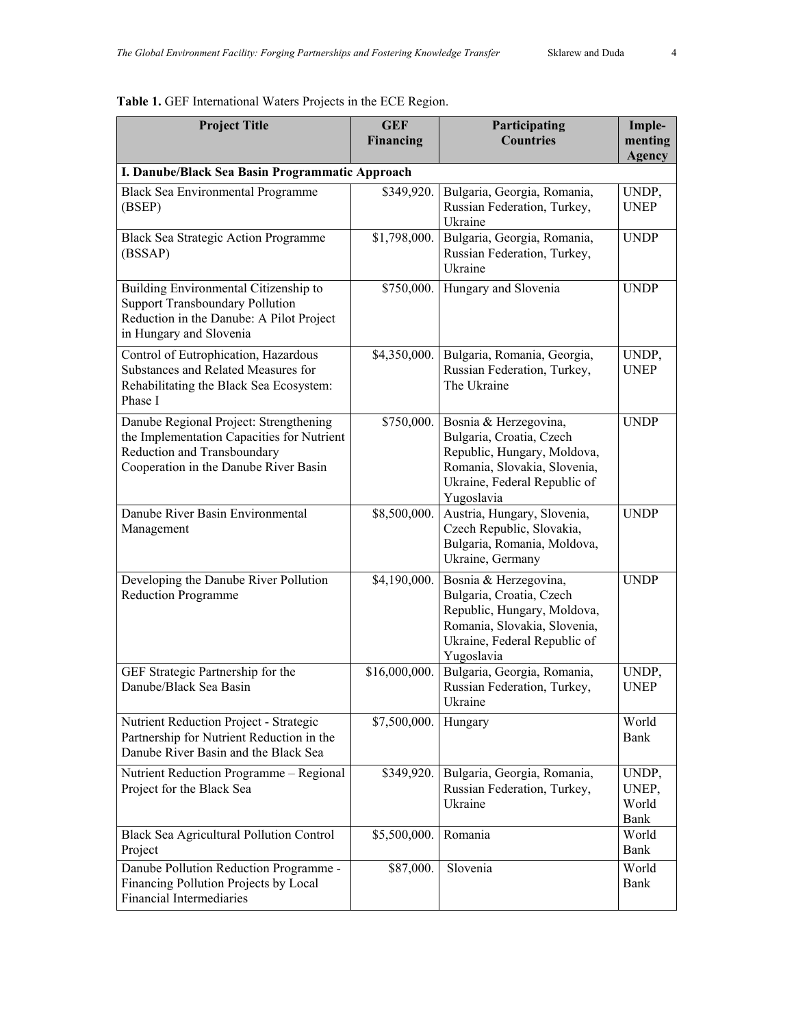**Table 1.** GEF International Waters Projects in the ECE Region.

| Project Title | GEF Financing | Participating Countries | Imple-menting Agency |
|---|---|---|---|
| **I. Danube/Black Sea Basin Programmatic Approach** | | | |
| Black Sea Environmental Programme (BSEP) | $349,920. | Bulgaria, Georgia, Romania, Russian Federation, Turkey, Ukraine | UNDP, UNEP |
| Black Sea Strategic Action Programme (BSSAP) | $1,798,000. | Bulgaria, Georgia, Romania, Russian Federation, Turkey, Ukraine | UNDP |
| Building Environmental Citizenship to Support Transboundary Pollution Reduction in the Danube: A Pilot Project in Hungary and Slovenia | $750,000. | Hungary and Slovenia | UNDP |
| Control of Eutrophication, Hazardous Substances and Related Measures for Rehabilitating the Black Sea Ecosystem: Phase I | $4,350,000. | Bulgaria, Romania, Georgia, Russian Federation, Turkey, The Ukraine | UNDP, UNEP |
| Danube Regional Project: Strengthening the Implementation Capacities for Nutrient Reduction and Transboundary Cooperation in the Danube River Basin | $750,000. | Bosnia & Herzegovina, Bulgaria, Croatia, Czech Republic, Hungary, Moldova, Romania, Slovakia, Slovenia, Ukraine, Federal Republic of Yugoslavia | UNDP |
| Danube River Basin Environmental Management | $8,500,000. | Austria, Hungary, Slovenia, Czech Republic, Slovakia, Bulgaria, Romania, Moldova, Ukraine, Germany | UNDP |
| Developing the Danube River Pollution Reduction Programme | $4,190,000. | Bosnia & Herzegovina, Bulgaria, Croatia, Czech Republic, Hungary, Moldova, Romania, Slovakia, Slovenia, Ukraine, Federal Republic of Yugoslavia | UNDP |
| GEF Strategic Partnership for the Danube/Black Sea Basin | $16,000,000. | Bulgaria, Georgia, Romania, Russian Federation, Turkey, Ukraine | UNDP, UNEP |
| Nutrient Reduction Project - Strategic Partnership for Nutrient Reduction in the Danube River Basin and the Black Sea | $7,500,000. | Hungary | World Bank |
| Nutrient Reduction Programme – Regional Project for the Black Sea | $349,920. | Bulgaria, Georgia, Romania, Russian Federation, Turkey, Ukraine | UNDP, UNEP, World Bank |
| Black Sea Agricultural Pollution Control Project | $5,500,000. | Romania | World Bank |
| Danube Pollution Reduction Programme - Financing Pollution Projects by Local Financial Intermediaries | $87,000. | Slovenia | World Bank |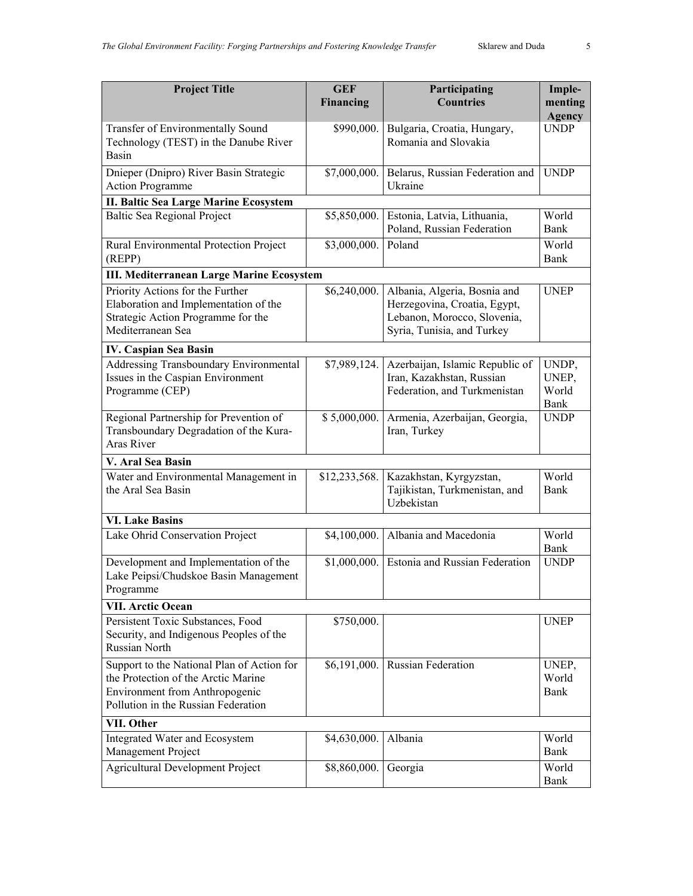| Project Title | GEF Financing | Participating Countries | Imple-menting Agency |
|---|---|---|---|
| Transfer of Environmentally Sound Technology (TEST) in the Danube River Basin | $990,000. | Bulgaria, Croatia, Hungary, Romania and Slovakia | UNDP |
| Dnieper (Dnipro) River Basin Strategic Action Programme | $7,000,000. | Belarus, Russian Federation and Ukraine | UNDP |
| **II. Baltic Sea Large Marine Ecosystem** | | | |
| Baltic Sea Regional Project | $5,850,000. | Estonia, Latvia, Lithuania, Poland, Russian Federation | World Bank |
| Rural Environmental Protection Project (REPP) | $3,000,000. | Poland | World Bank |
| **III. Mediterranean Large Marine Ecosystem** | | | |
| Priority Actions for the Further Elaboration and Implementation of the Strategic Action Programme for the Mediterranean Sea | $6,240,000. | Albania, Algeria, Bosnia and Herzegovina, Croatia, Egypt, Lebanon, Morocco, Slovenia, Syria, Tunisia, and Turkey | UNEP |
| **IV. Caspian Sea Basin** | | | |
| Addressing Transboundary Environmental Issues in the Caspian Environment Programme (CEP) | $7,989,124. | Azerbaijan, Islamic Republic of Iran, Kazakhstan, Russian Federation, and Turkmenistan | UNDP, UNEP, World Bank |
| Regional Partnership for Prevention of Transboundary Degradation of the Kura-Aras River | $ 5,000,000. | Armenia, Azerbaijan, Georgia, Iran, Turkey | UNDP |
| **V. Aral Sea Basin** | | | |
| Water and Environmental Management in the Aral Sea Basin | $12,233,568. | Kazakhstan, Kyrgyzstan, Tajikistan, Turkmenistan, and Uzbekistan | World Bank |
| **VI. Lake Basins** | | | |
| Lake Ohrid Conservation Project | $4,100,000. | Albania and Macedonia | World Bank |
| Development and Implementation of the Lake Peipsi/Chudskoe Basin Management Programme | $1,000,000. | Estonia and Russian Federation | UNDP |
| **VII. Arctic Ocean** | | | |
| Persistent Toxic Substances, Food Security, and Indigenous Peoples of the Russian North | $750,000. | | UNEP |
| Support to the National Plan of Action for the Protection of the Arctic Marine Environment from Anthropogenic Pollution in the Russian Federation | $6,191,000. | Russian Federation | UNEP, World Bank |
| **VII. Other** | | | |
| Integrated Water and Ecosystem Management Project | $4,630,000. | Albania | World Bank |
| Agricultural Development Project | $8,860,000. | Georgia | World Bank |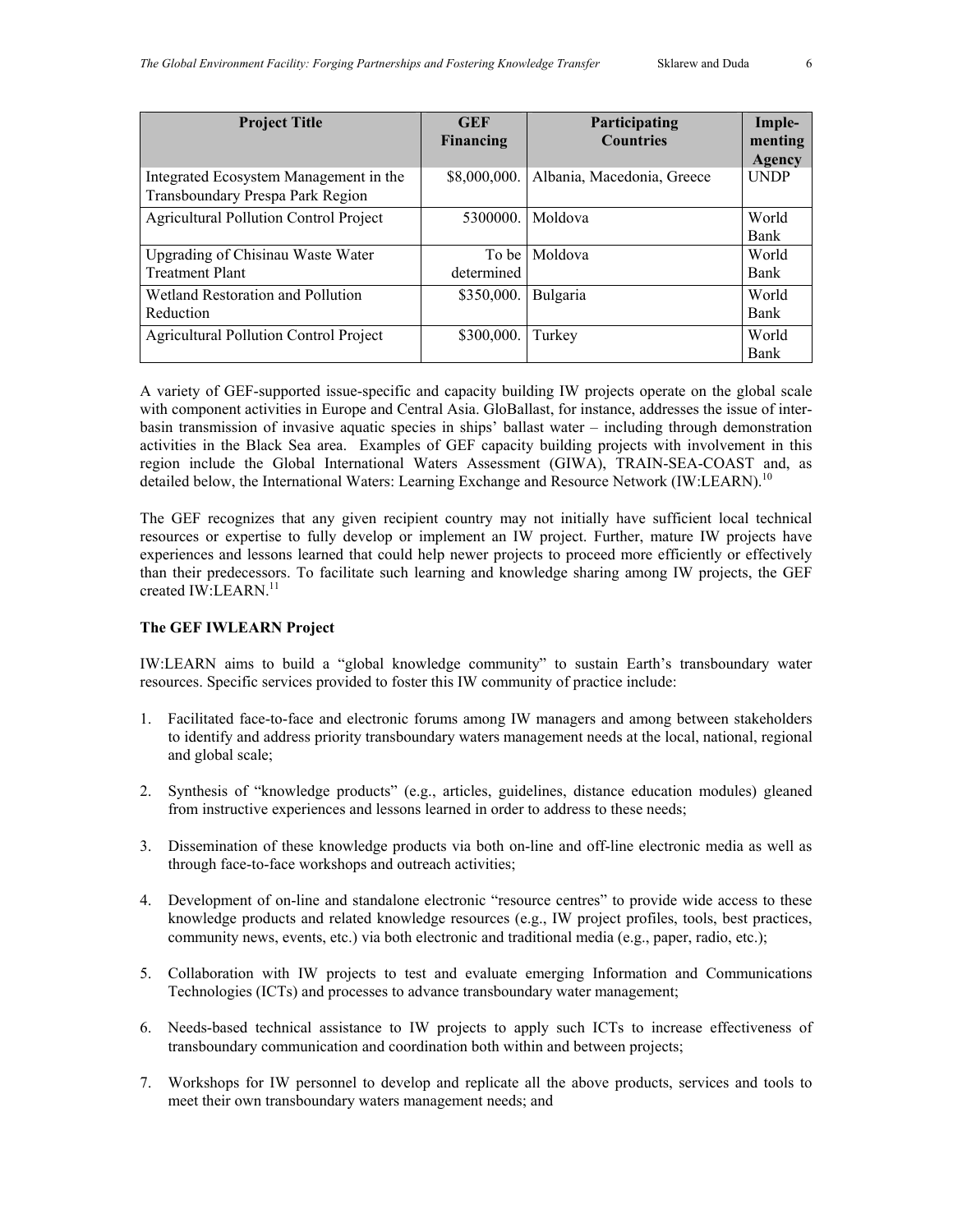| Project Title | GEF Financing | Participating Countries | Imple-menting Agency |
|---|---|---|---|
| Integrated Ecosystem Management in the Transboundary Prespa Park Region | $8,000,000. | Albania, Macedonia, Greece | UNDP |
| Agricultural Pollution Control Project | 5300000. | Moldova | World Bank |
| Upgrading of Chisinau Waste Water Treatment Plant | To be determined | Moldova | World Bank |
| Wetland Restoration and Pollution Reduction | $350,000. | Bulgaria | World Bank |
| Agricultural Pollution Control Project | $300,000. | Turkey | World Bank |

A variety of GEF-supported issue-specific and capacity building IW projects operate on the global scale with component activities in Europe and Central Asia. GloBallast, for instance, addresses the issue of inter-basin transmission of invasive aquatic species in ships' ballast water – including through demonstration activities in the Black Sea area. Examples of GEF capacity building projects with involvement in this region include the Global International Waters Assessment (GIWA), TRAIN-SEA-COAST and, as detailed below, the International Waters: Learning Exchange and Resource Network (IW:LEARN).[10]

The GEF recognizes that any given recipient country may not initially have sufficient local technical resources or expertise to fully develop or implement an IW project. Further, mature IW projects have experiences and lessons learned that could help newer projects to proceed more efficiently or effectively than their predecessors. To facilitate such learning and knowledge sharing among IW projects, the GEF created IW:LEARN.[11]

**The GEF IWLEARN Project**

IW:LEARN aims to build a "global knowledge community" to sustain Earth's transboundary water resources. Specific services provided to foster this IW community of practice include:

1. Facilitated face-to-face and electronic forums among IW managers and among between stakeholders to identify and address priority transboundary waters management needs at the local, national, regional and global scale;

2. Synthesis of "knowledge products" (e.g., articles, guidelines, distance education modules) gleaned from instructive experiences and lessons learned in order to address to these needs;

3. Dissemination of these knowledge products via both on-line and off-line electronic media as well as through face-to-face workshops and outreach activities;

4. Development of on-line and standalone electronic "resource centres" to provide wide access to these knowledge products and related knowledge resources (e.g., IW project profiles, tools, best practices, community news, events, etc.) via both electronic and traditional media (e.g., paper, radio, etc.);

5. Collaboration with IW projects to test and evaluate emerging Information and Communications Technologies (ICTs) and processes to advance transboundary water management;

6. Needs-based technical assistance to IW projects to apply such ICTs to increase effectiveness of transboundary communication and coordination both within and between projects;

7. Workshops for IW personnel to develop and replicate all the above products, services and tools to meet their own transboundary waters management needs; and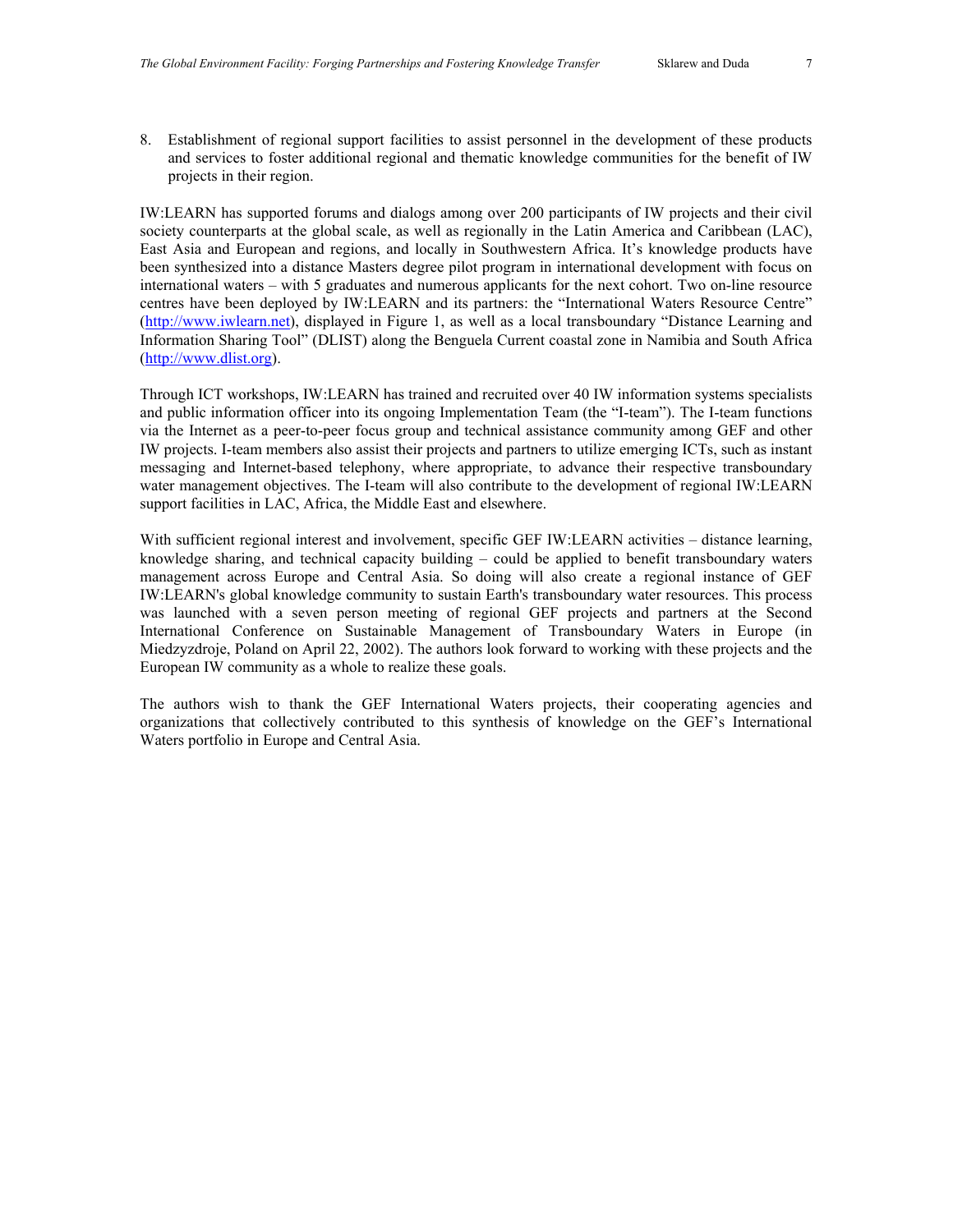8. Establishment of regional support facilities to assist personnel in the development of these products and services to foster additional regional and thematic knowledge communities for the benefit of IW projects in their region.

IW:LEARN has supported forums and dialogs among over 200 participants of IW projects and their civil society counterparts at the global scale, as well as regionally in the Latin America and Caribbean (LAC), East Asia and European and regions, and locally in Southwestern Africa. It's knowledge products have been synthesized into a distance Masters degree pilot program in international development with focus on international waters – with 5 graduates and numerous applicants for the next cohort. Two on-line resource centres have been deployed by IW:LEARN and its partners: the "International Waters Resource Centre" (http://www.iwlearn.net), displayed in Figure 1, as well as a local transboundary "Distance Learning and Information Sharing Tool" (DLIST) along the Benguela Current coastal zone in Namibia and South Africa (http://www.dlist.org).

Through ICT workshops, IW:LEARN has trained and recruited over 40 IW information systems specialists and public information officer into its ongoing Implementation Team (the "I-team"). The I-team functions via the Internet as a peer-to-peer focus group and technical assistance community among GEF and other IW projects. I-team members also assist their projects and partners to utilize emerging ICTs, such as instant messaging and Internet-based telephony, where appropriate, to advance their respective transboundary water management objectives. The I-team will also contribute to the development of regional IW:LEARN support facilities in LAC, Africa, the Middle East and elsewhere.

With sufficient regional interest and involvement, specific GEF IW:LEARN activities – distance learning, knowledge sharing, and technical capacity building – could be applied to benefit transboundary waters management across Europe and Central Asia. So doing will also create a regional instance of GEF IW:LEARN's global knowledge community to sustain Earth's transboundary water resources. This process was launched with a seven person meeting of regional GEF projects and partners at the Second International Conference on Sustainable Management of Transboundary Waters in Europe (in Miedzyzdroje, Poland on April 22, 2002). The authors look forward to working with these projects and the European IW community as a whole to realize these goals.

The authors wish to thank the GEF International Waters projects, their cooperating agencies and organizations that collectively contributed to this synthesis of knowledge on the GEF's International Waters portfolio in Europe and Central Asia.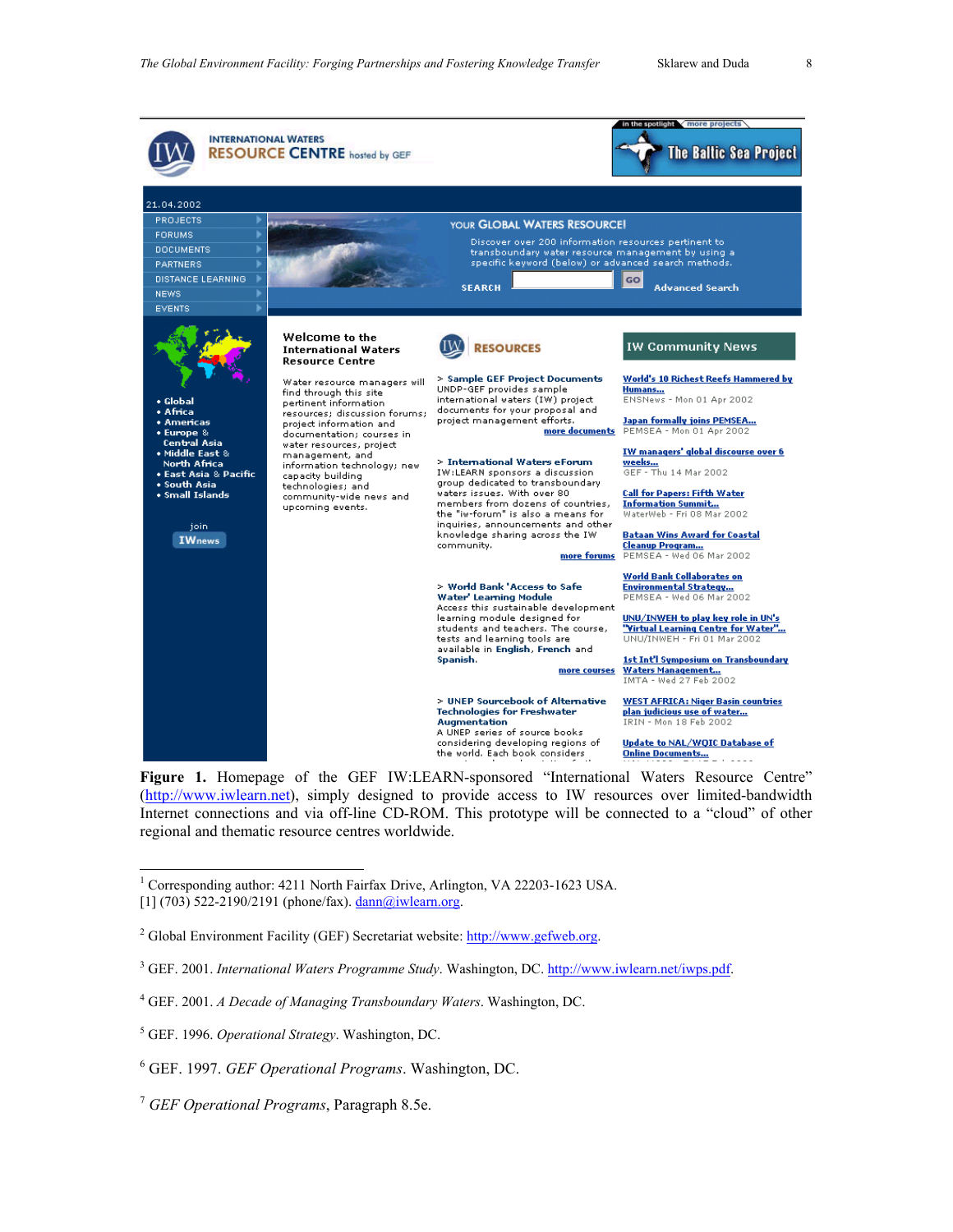**Figure 1.** Homepage of the GEF IW:LEARN-sponsored "International Waters Resource Centre" (http://www.iwlearn.net), simply designed to provide access to IW resources over limited-bandwidth Internet connections and via off-line CD-ROM. This prototype will be connected to a "cloud" of other regional and thematic resource centres worldwide.

---

[1] Corresponding author: 4211 North Fairfax Drive, Arlington, VA 22203-1623 USA. [1] (703) 522-2190/2191 (phone/fax). dann@iwlearn.org.

[2] Global Environment Facility (GEF) Secretariat website: http://www.gefweb.org.

[3] GEF. 2001. *International Waters Programme Study*. Washington, DC. http://www.iwlearn.net/iwps.pdf.

[4] GEF. 2001. *A Decade of Managing Transboundary Waters*. Washington, DC.

[5] GEF. 1996. *Operational Strategy*. Washington, DC.

[6] GEF. 1997. *GEF Operational Programs*. Washington, DC.

[7] *GEF Operational Programs*, Paragraph 8.5e.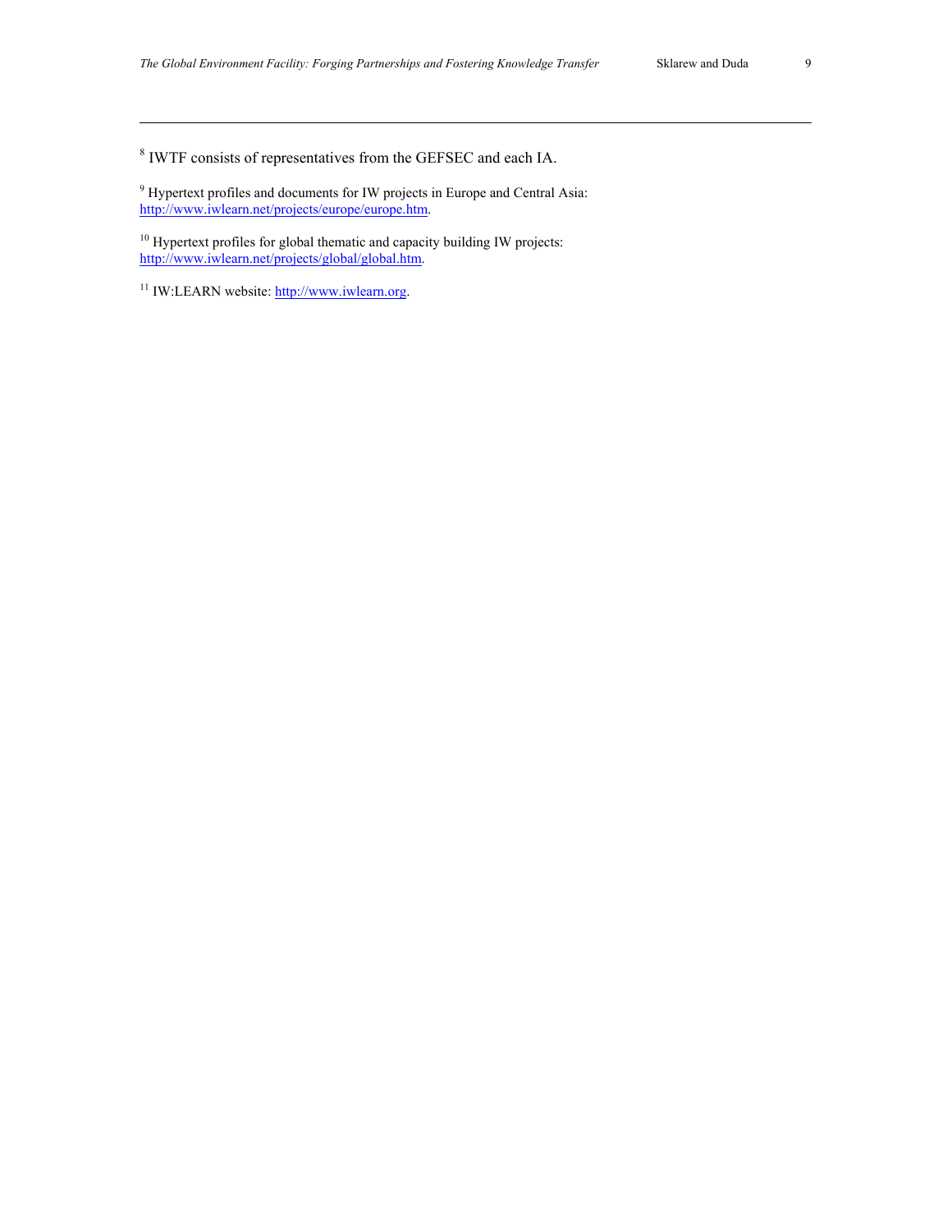[8] IWTF consists of representatives from the GEFSEC and each IA.

[9] Hypertext profiles and documents for IW projects in Europe and Central Asia: http://www.iwlearn.net/projects/europe/europe.htm.

[10] Hypertext profiles for global thematic and capacity building IW projects: http://www.iwlearn.net/projects/global/global.htm.

[11] IW:LEARN website: http://www.iwlearn.org.